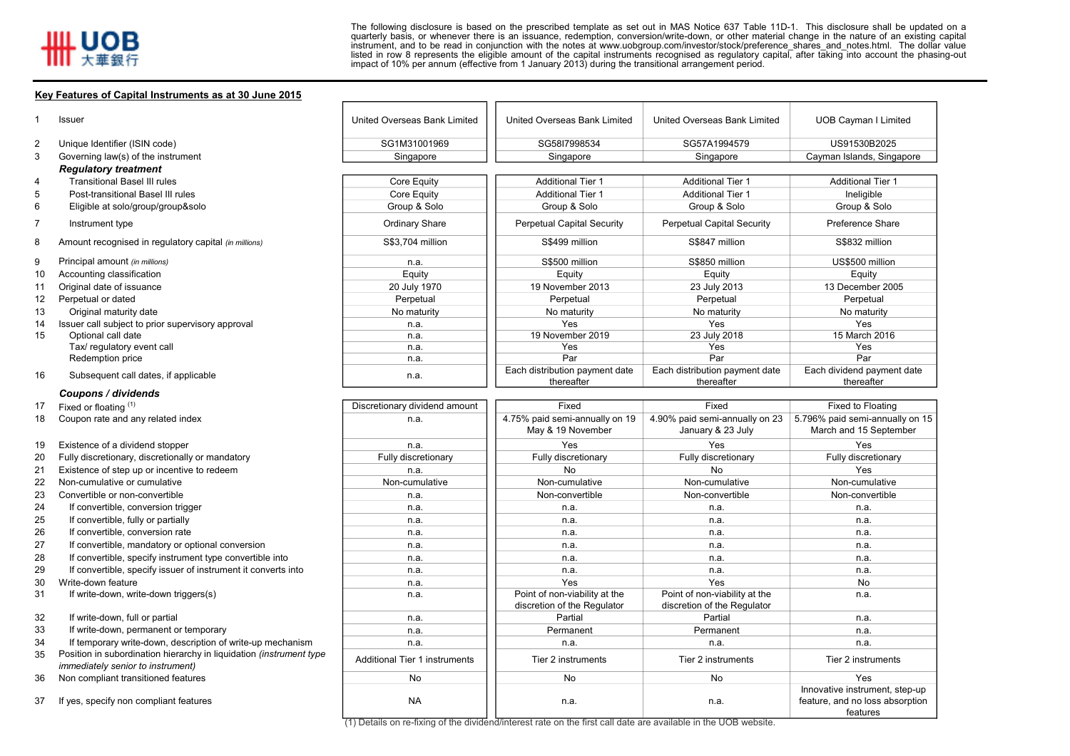The following disclosure is based on the prescribed template as set out in MAS Notice 637 Table 11D-1. This disclosure shall be updated on a quarterly basis, or whenever there is an issuance, redemption, conversion/write-down, or other material change in the nature of an existing capital instrument, and to be read in conjunction with the notes at www.uobgroup.com/investor/stock/preference_shares_and_notes.html. The dollar value listed in row 8 represents the eligible amount of the capital instruments recognised as regulatory capital, after taking into account the phasing-out impact of 10% per annum (effective from 1 January 2013) during the transitional arrangement period.

## Key Features of Capital Instruments as at 30 June 2015

| | | | | | |
|---|---|---|---|---|---|
| 1 | Issuer | United Overseas Bank Limited | United Overseas Bank Limited | United Overseas Bank Limited | UOB Cayman I Limited |
| 2 | Unique Identifier (ISIN code) | SG1M31001969 | SG58I7998534 | SG57A1994579 | US91530B2025 |
| 3 | Governing law(s) of the instrument | Singapore | Singapore | Singapore | Cayman Islands, Singapore |
| | ***Regulatory treatment*** | | | | |
| 4 | Transitional Basel III rules | Core Equity | Additional Tier 1 | Additional Tier 1 | Additional Tier 1 |
| 5 | Post-transitional Basel III rules | Core Equity | Additional Tier 1 | Additional Tier 1 | Ineligible |
| 6 | Eligible at solo/group/group&solo | Group & Solo | Group & Solo | Group & Solo | Group & Solo |
| 7 | Instrument type | Ordinary Share | Perpetual Capital Security | Perpetual Capital Security | Preference Share |
| 8 | Amount recognised in regulatory capital *(in millions)* | S$3,704 million | S$499 million | S$847 million | S$832 million |
| 9 | Principal amount *(in millions)* | n.a. | S$500 million | S$850 million | US$500 million |
| 10 | Accounting classification | Equity | Equity | Equity | Equity |
| 11 | Original date of issuance | 20 July 1970 | 19 November 2013 | 23 July 2013 | 13 December 2005 |
| 12 | Perpetual or dated | Perpetual | Perpetual | Perpetual | Perpetual |
| 13 | Original maturity date | No maturity | No maturity | No maturity | No maturity |
| 14 | Issuer call subject to prior supervisory approval | n.a. | Yes | Yes | Yes |
| 15 | Optional call date | n.a. | 19 November 2019 | 23 July 2018 | 15 March 2016 |
| | Tax/ regulatory event call | n.a. | Yes | Yes | Yes |
| | Redemption price | n.a. | Par | Par | Par |
| 16 | Subsequent call dates, if applicable | n.a. | Each distribution payment date thereafter | Each distribution payment date thereafter | Each dividend payment date thereafter |
| | ***Coupons / dividends*** | | | | |
| 17 | Fixed or floating (1) | Discretionary dividend amount | Fixed | Fixed | Fixed to Floating |
| 18 | Coupon rate and any related index | n.a. | 4.75% paid semi-annually on 19 May & 19 November | 4.90% paid semi-annually on 23 January & 23 July | 5.796% paid semi-annually on 15 March and 15 September |
| 19 | Existence of a dividend stopper | n.a. | Yes | Yes | Yes |
| 20 | Fully discretionary, discretionally or mandatory | Fully discretionary | Fully discretionary | Fully discretionary | Fully discretionary |
| 21 | Existence of step up or incentive to redeem | n.a. | No | No | Yes |
| 22 | Non-cumulative or cumulative | Non-cumulative | Non-cumulative | Non-cumulative | Non-cumulative |
| 23 | Convertible or non-convertible | n.a. | Non-convertible | Non-convertible | Non-convertible |
| 24 | If convertible, conversion trigger | n.a. | n.a. | n.a. | n.a. |
| 25 | If convertible, fully or partially | n.a. | n.a. | n.a. | n.a. |
| 26 | If convertible, conversion rate | n.a. | n.a. | n.a. | n.a. |
| 27 | If convertible, mandatory or optional conversion | n.a. | n.a. | n.a. | n.a. |
| 28 | If convertible, specify instrument type convertible into | n.a. | n.a. | n.a. | n.a. |
| 29 | If convertible, specify issuer of instrument it converts into | n.a. | n.a. | n.a. | n.a. |
| 30 | Write-down feature | n.a. | Yes | Yes | No |
| 31 | If write-down, write-down triggers(s) | n.a. | Point of non-viability at the discretion of the Regulator | Point of non-viability at the discretion of the Regulator | n.a. |
| 32 | If write-down, full or partial | n.a. | Partial | Partial | n.a. |
| 33 | If write-down, permanent or temporary | n.a. | Permanent | Permanent | n.a. |
| 34 | If temporary write-down, description of write-up mechanism | n.a. | n.a. | n.a. | n.a. |
| 35 | Position in subordination hierarchy in liquidation *(instrument type immediately senior to instrument)* | Additional Tier 1 instruments | Tier 2 instruments | Tier 2 instruments | Tier 2 instruments |
| 36 | Non compliant transitioned features | No | No | No | Yes |
| 37 | If yes, specify non compliant features | NA | n.a. | n.a. | Innovative instrument, step-up feature, and no loss absorption features |

(1) Details on re-fixing of the dividend/interest rate on the first call date are available in the UOB website.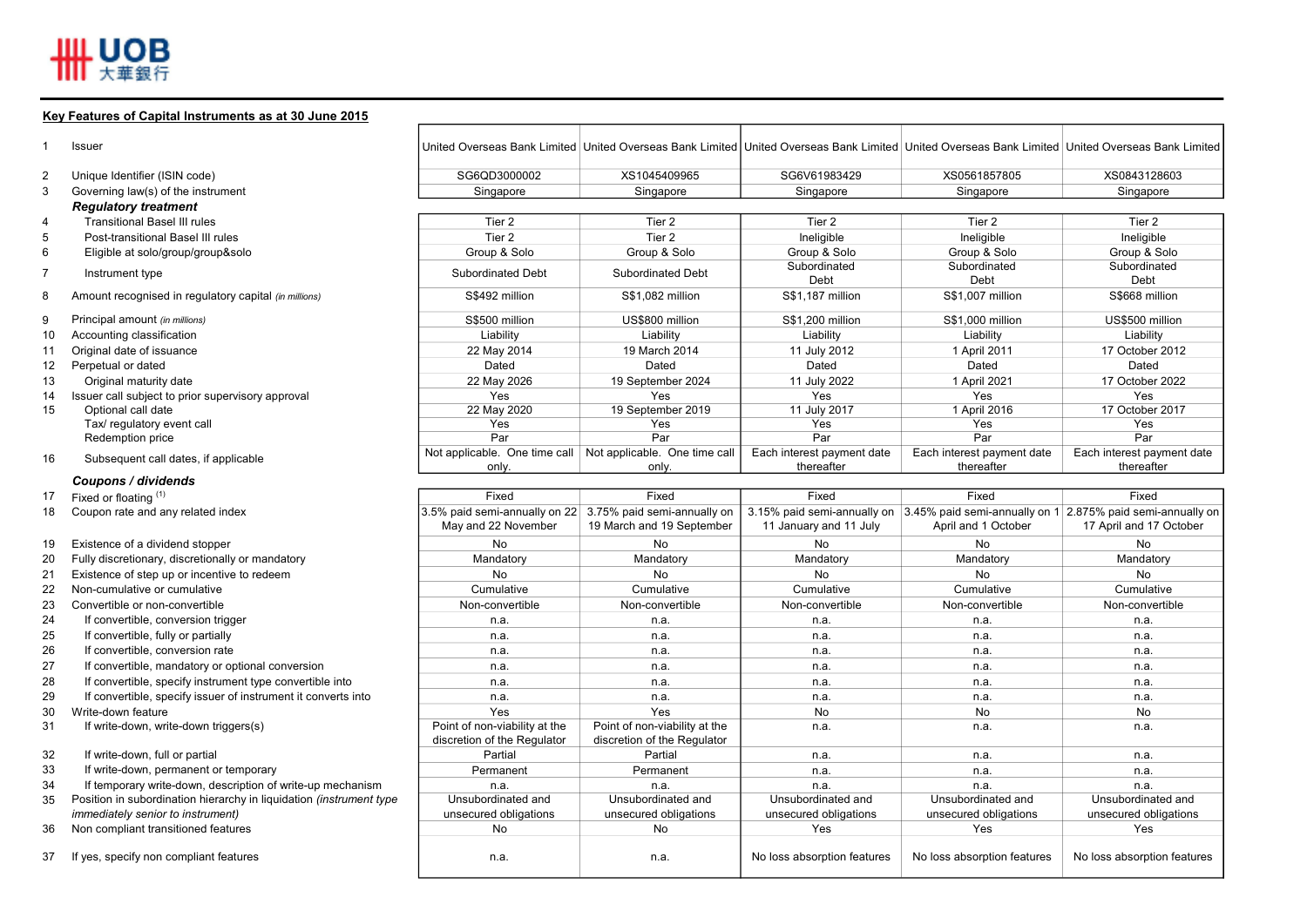UOB 大華銀行

**Key Features of Capital Instruments as at 30 June 2015**

| | | | | | | |
|---|---|---|---|---|---|---|
| 1 | Issuer | United Overseas Bank Limited | United Overseas Bank Limited | United Overseas Bank Limited | United Overseas Bank Limited | United Overseas Bank Limited |
| 2 | Unique Identifier (ISIN code) | SG6QD3000002 | XS1045409965 | SG6V61983429 | XS0561857805 | XS0843128603 |
| 3 | Governing law(s) of the instrument | Singapore | Singapore | Singapore | Singapore | Singapore |
| | ***Regulatory treatment*** | | | | | |
| 4 | Transitional Basel III rules | Tier 2 | Tier 2 | Tier 2 | Tier 2 | Tier 2 |
| 5 | Post-transitional Basel III rules | Tier 2 | Tier 2 | Ineligible | Ineligible | Ineligible |
| 6 | Eligible at solo/group/group&solo | Group & Solo | Group & Solo | Group & Solo | Group & Solo | Group & Solo |
| 7 | Instrument type | Subordinated Debt | Subordinated Debt | Subordinated Debt | Subordinated Debt | Subordinated Debt |
| 8 | Amount recognised in regulatory capital *(in millions)* | S$492 million | S$1,082 million | S$1,187 million | S$1,007 million | S$668 million |
| 9 | Principal amount *(in millions)* | S$500 million | US$800 million | S$1,200 million | S$1,000 million | US$500 million |
| 10 | Accounting classification | Liability | Liability | Liability | Liability | Liability |
| 11 | Original date of issuance | 22 May 2014 | 19 March 2014 | 11 July 2012 | 1 April 2011 | 17 October 2012 |
| 12 | Perpetual or dated | Dated | Dated | Dated | Dated | Dated |
| 13 | Original maturity date | 22 May 2026 | 19 September 2024 | 11 July 2022 | 1 April 2021 | 17 October 2022 |
| 14 | Issuer call subject to prior supervisory approval | Yes | Yes | Yes | Yes | Yes |
| 15 | Optional call date | 22 May 2020 | 19 September 2019 | 11 July 2017 | 1 April 2016 | 17 October 2017 |
| | Tax/ regulatory event call | Yes | Yes | Yes | Yes | Yes |
| | Redemption price | Par | Par | Par | Par | Par |
| 16 | Subsequent call dates, if applicable | Not applicable. One time call only. | Not applicable. One time call only. | Each interest payment date thereafter | Each interest payment date thereafter | Each interest payment date thereafter |
| | ***Coupons / dividends*** | | | | | |
| 17 | Fixed or floating [(1)] | Fixed | Fixed | Fixed | Fixed | Fixed |
| 18 | Coupon rate and any related index | 3.5% paid semi-annually on 22 May and 22 November | 3.75% paid semi-annually on 19 March and 19 September | 3.15% paid semi-annually on 11 January and 11 July | 3.45% paid semi-annually on 1 April and 1 October | 2.875% paid semi-annually on 17 April and 17 October |
| 19 | Existence of a dividend stopper | No | No | No | No | No |
| 20 | Fully discretionary, discretionally or mandatory | Mandatory | Mandatory | Mandatory | Mandatory | Mandatory |
| 21 | Existence of step up or incentive to redeem | No | No | No | No | No |
| 22 | Non-cumulative or cumulative | Cumulative | Cumulative | Cumulative | Cumulative | Cumulative |
| 23 | Convertible or non-convertible | Non-convertible | Non-convertible | Non-convertible | Non-convertible | Non-convertible |
| 24 | If convertible, conversion trigger | n.a. | n.a. | n.a. | n.a. | n.a. |
| 25 | If convertible, fully or partially | n.a. | n.a. | n.a. | n.a. | n.a. |
| 26 | If convertible, conversion rate | n.a. | n.a. | n.a. | n.a. | n.a. |
| 27 | If convertible, mandatory or optional conversion | n.a. | n.a. | n.a. | n.a. | n.a. |
| 28 | If convertible, specify instrument type convertible into | n.a. | n.a. | n.a. | n.a. | n.a. |
| 29 | If convertible, specify issuer of instrument it converts into | n.a. | n.a. | n.a. | n.a. | n.a. |
| 30 | Write-down feature | Yes | Yes | No | No | No |
| 31 | If write-down, write-down triggers(s) | Point of non-viability at the discretion of the Regulator | Point of non-viability at the discretion of the Regulator | n.a. | n.a. | n.a. |
| 32 | If write-down, full or partial | Partial | Partial | n.a. | n.a. | n.a. |
| 33 | If write-down, permanent or temporary | Permanent | Permanent | n.a. | n.a. | n.a. |
| 34 | If temporary write-down, description of write-up mechanism | n.a. | n.a. | n.a. | n.a. | n.a. |
| 35 | Position in subordination hierarchy in liquidation *(instrument type immediately senior to instrument)* | Unsubordinated and unsecured obligations | Unsubordinated and unsecured obligations | Unsubordinated and unsecured obligations | Unsubordinated and unsecured obligations | Unsubordinated and unsecured obligations |
| 36 | Non compliant transitioned features | No | No | Yes | Yes | Yes |
| 37 | If yes, specify non compliant features | n.a. | n.a. | No loss absorption features | No loss absorption features | No loss absorption features |